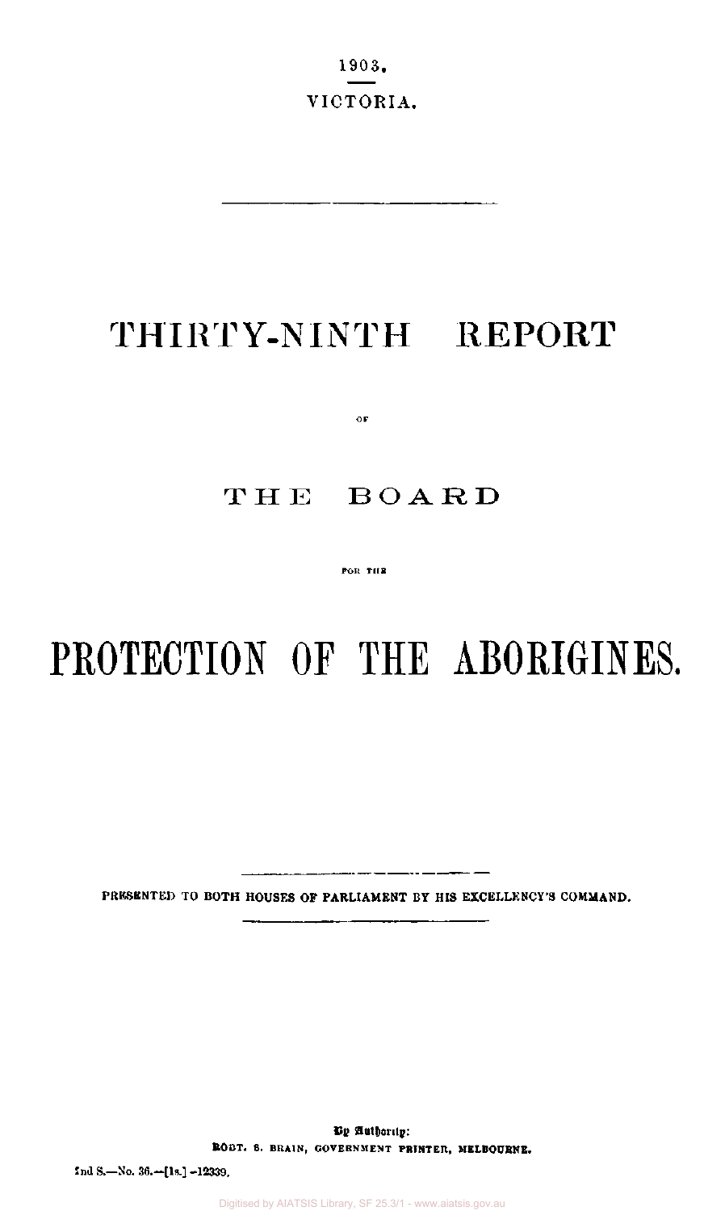1903.

VICTORIA.

# THIRTY-NINTH REPORT

OF

## THE BOARD

FOR THE

# PROTECTION OF THE ABORIGINES.

PRESENTED TO BOTH HOUSES OF PARLIAMENT BY HIS EXCELLENCY'S COMMAND.

By Authority:
ROBT. S. BRAIN, GOVERNMENT PRINTER, MELBOURNE.

2nd S.—No. 36.—[1s.]—12339.

Digitised by AIATSIS Library, SF 25.3/1 - www.aiatsis.gov.au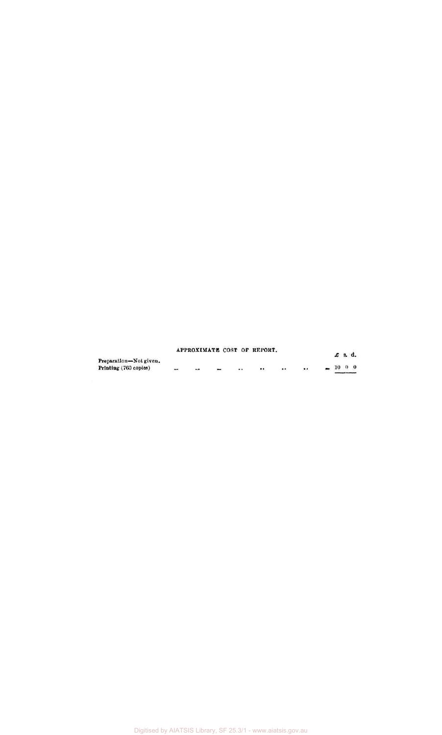APPROXIMATE COST OF REPORT.

| | £ s. d. |
|---|---|
| Preparation—Not given. | |
| Printing (760 copies) | 10 0 0 |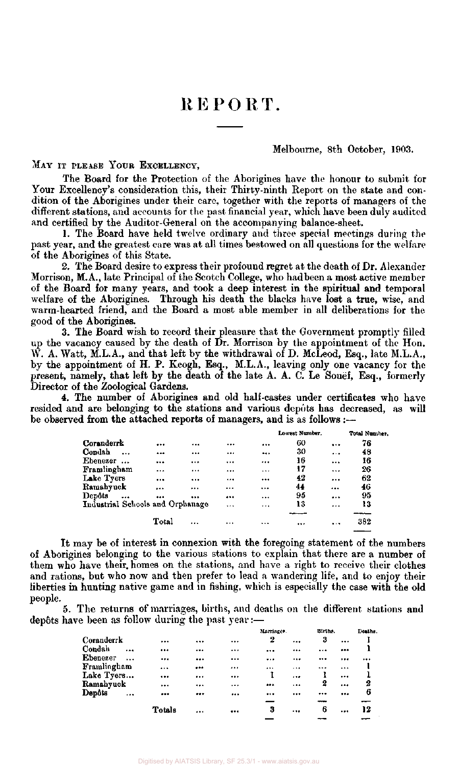# REPORT.

Melbourne, 8th October, 1903.

MAY IT PLEASE YOUR EXCELLENCY,

The Board for the Protection of the Aborigines have the honour to submit for Your Excellency's consideration this, their Thirty-ninth Report on the state and condition of the Aborigines under their care, together with the reports of managers of the different stations, and accounts for the past financial year, which have been duly audited and certified by the Auditor-General on the accompanying balance-sheet.

1. The Board have held twelve ordinary and three special meetings during the past year, and the greatest care was at all times bestowed on all questions for the welfare of the Aborigines of this State.

2. The Board desire to express their profound regret at the death of Dr. Alexander Morrison, M.A., late Principal of the Scotch College, who had been a most active member of the Board for many years, and took a deep interest in the spiritual and temporal welfare of the Aborigines. Through his death the blacks have lost a true, wise, and warm-hearted friend, and the Board a most able member in all deliberations for the good of the Aborigines.

3. The Board wish to record their pleasure that the Government promptly filled up the vacancy caused by the death of Dr. Morrison by the appointment of the Hon. W. A. Watt, M.L.A., and that left by the withdrawal of D. McLeod, Esq., late M.L.A., by the appointment of H. P. Keogh, Esq., M.L.A., leaving only one vacancy for the present, namely, that left by the death of the late A. A. C. Le Souëf, Esq., formerly Director of the Zoological Gardens.

4. The number of Aborigines and old half-castes under certificates who have resided and are belonging to the stations and various depôts has decreased, as will be observed from the attached reports of managers, and is as follows:—

| | Lowest Number. | Total Number. |
|---|---|---|
| Coranderrk | 60 | 76 |
| Condah | 30 | 48 |
| Ebenezer | 16 | 16 |
| Framlingham | 17 | 26 |
| Lake Tyers | 42 | 62 |
| Ramahyuck | 44 | 46 |
| Depôts | 95 | 95 |
| Industrial Schools and Orphanage | 13 | 13 |
| Total | ... | 382 |

It may be of interest in connexion with the foregoing statement of the numbers of Aborigines belonging to the various stations to explain that there are a number of them who have their homes on the stations, and have a right to receive their clothes and rations, but who now and then prefer to lead a wandering life, and to enjoy their liberties in hunting native game and in fishing, which is especially the case with the old people.

5. The returns of marriages, births, and deaths on the different stations and depôts have been as follow during the past year:—

| | Marriages. | Births. | Deaths. |
|---|---|---|---|
| Coranderrk | 2 | 3 | 1 |
| Condah | ... | ... | 1 |
| Ebenezer | ... | ... | ... |
| Framlingham | ... | ... | 1 |
| Lake Tyers | 1 | 1 | 1 |
| Ramahyuck | ... | 2 | 2 |
| Depôts | ... | ... | 6 |
| Totals | 3 | 6 | 12 |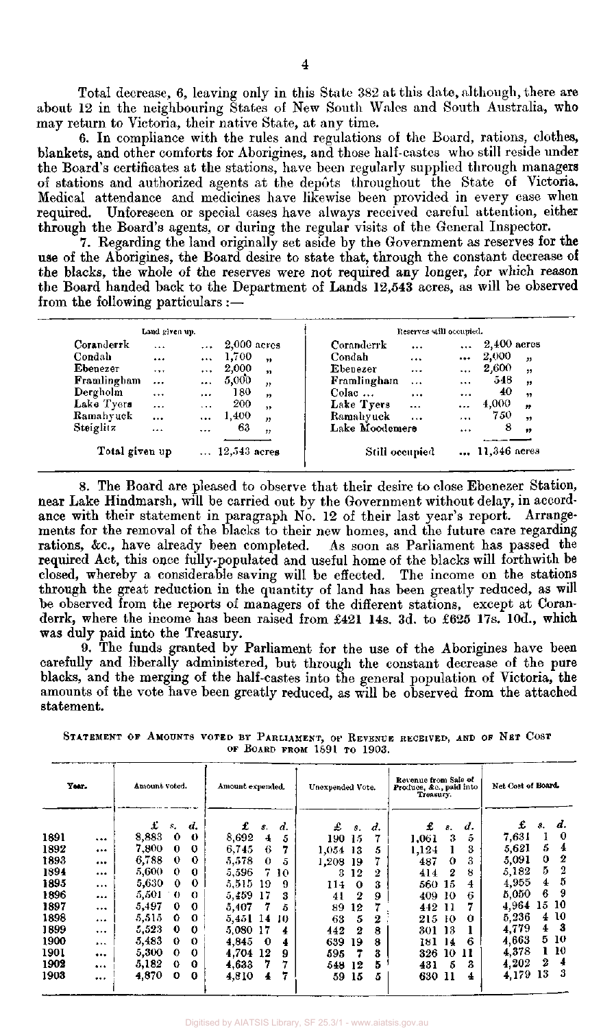Total decrease, 6, leaving only in this State 382 at this date, although, there are about 12 in the neighbouring States of New South Wales and South Australia, who may return to Victoria, their native State, at any time.

6. In compliance with the rules and regulations of the Board, rations, clothes, blankets, and other comforts for Aborigines, and those half-castes who still reside under the Board's certificates at the stations, have been regularly supplied through managers of stations and authorized agents at the depôts throughout the State of Victoria. Medical attendance and medicines have likewise been provided in every case when required. Unforeseen or special cases have always received careful attention, either through the Board's agents, or during the regular visits of the General Inspector.

7. Regarding the land originally set aside by the Government as reserves for the use of the Aborigines, the Board desire to state that, through the constant decrease of the blacks, the whole of the reserves were not required any longer, for which reason the Board handed back to the Department of Lands 12,543 acres, as will be observed from the following particulars:—

| Land given up. | | Reserves still occupied. | |
|---|---|---|---|
| Coranderrk | ... ... 2,000 acres | Coranderrk | ... ... 2,400 acres |
| Condah | ... ... 1,700 " | Condah | ... ... 2,000 " |
| Ebenezer | ... ... 2,000 " | Ebenezer | ... ... 2,600 " |
| Framlingham | ... ... 5,000 " | Framlingham | ... ... 548 " |
| Dergholm | ... ... 180 " | Colac ... | ... ... 40 " |
| Lake Tyers | ... ... 200 " | Lake Tyers | ... ... 4,000 " |
| Ramahyuck | ... ... 1,400 " | Ramahyuck | ... ... 750 " |
| Steiglitz | ... ... 63 " | Lake Moodemere | ... 8 " |
| Total given up | ... 12,543 acres | Still occupied | ... 11,346 acres |

8. The Board are pleased to observe that their desire to close Ebenezer Station, near Lake Hindmarsh, will be carried out by the Government without delay, in accordance with their statement in paragraph No. 12 of their last year's report. Arrangements for the removal of the blacks to their new homes, and the future care regarding rations, &c., have already been completed. As soon as Parliament has passed the required Act, this once fully-populated and useful home of the blacks will forthwith be closed, whereby a considerable saving will be effected. The income on the stations through the great reduction in the quantity of land has been greatly reduced, as will be observed from the reports of managers of the different stations, except at Coranderrk, where the income has been raised from £421 14s. 3d. to £625 17s. 10d., which was duly paid into the Treasury.

9. The funds granted by Parliament for the use of the Aborigines have been carefully and liberally administered, but through the constant decrease of the pure blacks, and the merging of the half-castes into the general population of Victoria, the amounts of the vote have been greatly reduced, as will be observed from the attached statement.

STATEMENT OF AMOUNTS VOTED BY PARLIAMENT, OF REVENUE RECEIVED, AND OF NET COST OF BOARD FROM 1891 TO 1903.

| Year. | Amount voted. | Amount expended. | Unexpended Vote. | Revenue from Sale of Produce, &c., paid into Treasury. | Net Cost of Board. |
|---|---|---|---|---|---|
| | £ s. d. | £ s. d. | £ s. d. | £ s. d. | £ s. d. |
| 1891 ... | 8,883 0 0 | 8,692 4 5 | 190 15 7 | 1,061 3 5 | 7,631 1 0 |
| 1892 ... | 7,800 0 0 | 6,745 6 7 | 1,054 13 5 | 1,124 1 3 | 5,621 5 4 |
| 1893 ... | 6,788 0 0 | 5,578 0 5 | 1,208 19 7 | 487 0 3 | 5,091 0 2 |
| 1894 ... | 5,600 0 0 | 5,596 7 10 | 3 12 2 | 414 2 8 | 5,182 5 2 |
| 1895 ... | 5,630 0 0 | 5,515 19 9 | 114 0 3 | 560 15 4 | 4,955 4 5 |
| 1896 ... | 5,501 0 0 | 5,459 17 3 | 41 2 9 | 409 10 6 | 5,050 6 9 |
| 1897 ... | 5,497 0 0 | 5,407 7 5 | 89 12 7 | 442 11 7 | 4,964 15 10 |
| 1898 ... | 5,515 0 0 | 5,451 14 10 | 63 5 2 | 215 10 0 | 5,236 4 10 |
| 1899 ... | 5,523 0 0 | 5,080 17 4 | 442 2 8 | 301 13 1 | 4,779 4 3 |
| 1900 ... | 5,483 0 0 | 4,845 0 4 | 639 19 8 | 181 14 6 | 4,663 5 10 |
| 1901 ... | 5,300 0 0 | 4,704 12 9 | 595 7 3 | 326 10 11 | 4,378 1 10 |
| 1902 ... | 5,182 0 0 | 4,633 7 7 | 548 12 5 | 431 5 3 | 4,202 2 4 |
| 1903 ... | 4,870 0 0 | 4,810 4 7 | 59 15 5 | 630 11 4 | 4,179 13 3 |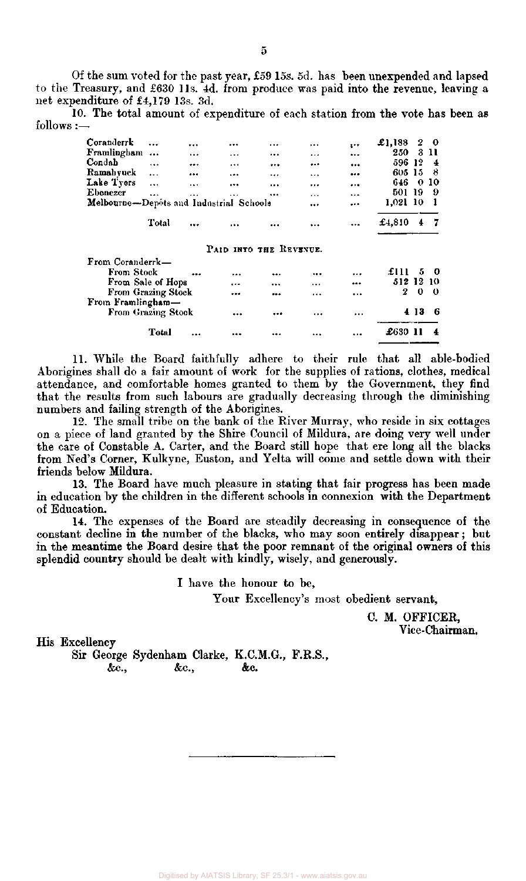Of the sum voted for the past year, £59 15s. 5d. has been unexpended and lapsed to the Treasury, and £630 11s. 4d. from produce was paid into the revenue, leaving a net expenditure of £4,179 13s. 3d.

10. The total amount of expenditure of each station from the vote has been as follows:—

| | |
|---|---|
| Coranderrk | £1,188 2 0 |
| Framlingham | 250 3 11 |
| Condah | 596 12 4 |
| Ramahyuck | 605 15 8 |
| Lake Tyers | 646 0 10 |
| Ebenezer | 501 19 9 |
| Melbourne—Depôts and Industrial Schools | 1,021 10 1 |
| Total | £4,810 4 7 |

PAID INTO THE REVENUE.

| | |
|---|---|
| From Coranderrk— | |
| From Stock | £111 5 0 |
| From Sale of Hops | 512 12 10 |
| From Grazing Stock | 2 0 0 |
| From Framlingham— | |
| From Grazing Stock | 4 13 6 |
| Total | £630 11 4 |

11. While the Board faithfully adhere to their rule that all able-bodied Aborigines shall do a fair amount of work for the supplies of rations, clothes, medical attendance, and comfortable homes granted to them by the Government, they find that the results from such labours are gradually decreasing through the diminishing numbers and failing strength of the Aborigines.

12. The small tribe on the bank of the River Murray, who reside in six cottages on a piece of land granted by the Shire Council of Mildura, are doing very well under the care of Constable A. Carter, and the Board still hope that ere long all the blacks from Ned's Corner, Kulkyne, Euston, and Yelta will come and settle down with their friends below Mildura.

13. The Board have much pleasure in stating that fair progress has been made in education by the children in the different schools in connexion with the Department of Education.

14. The expenses of the Board are steadily decreasing in consequence of the constant decline in the number of the blacks, who may soon entirely disappear; but in the meantime the Board desire that the poor remnant of the original owners of this splendid country should be dealt with kindly, wisely, and generously.

I have the honour to be,

Your Excellency's most obedient servant,

C. M. OFFICER,
Vice-Chairman.

His Excellency
Sir George Sydenham Clarke, K.C.M.G., F.R.S.,
&c., &c., &c.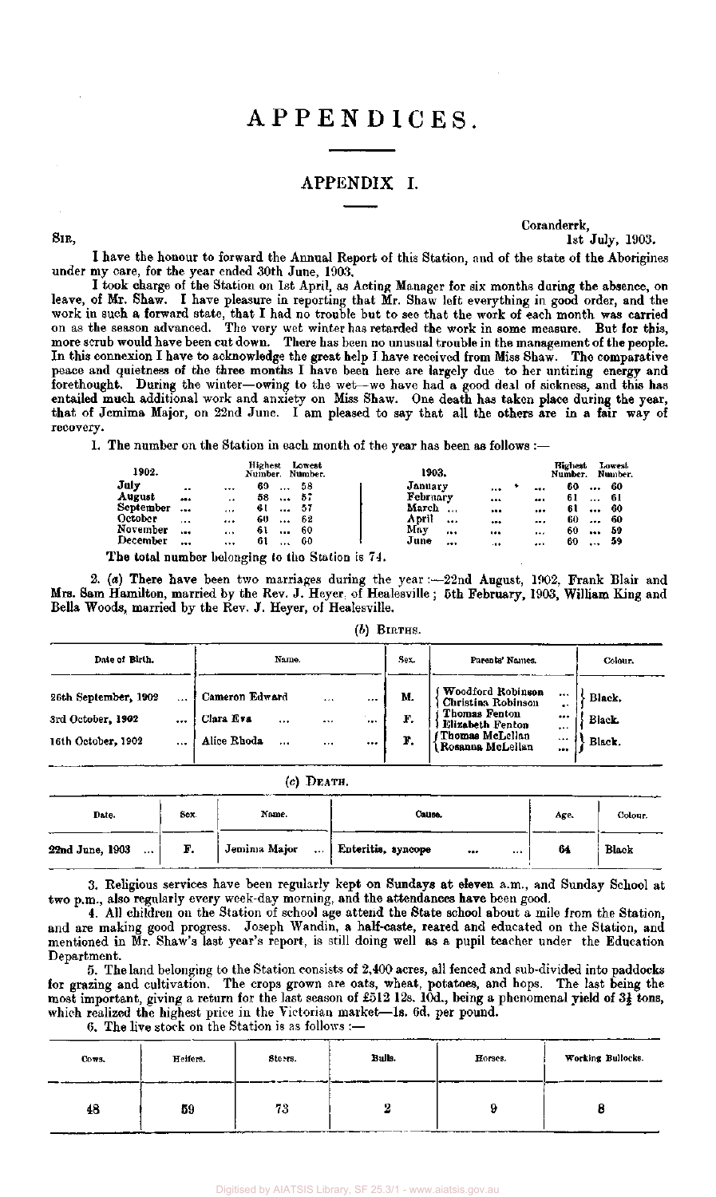# APPENDICES.

## APPENDIX I.

Coranderrk,
1st July, 1903.

SIR,

I have the honour to forward the Annual Report of this Station, and of the state of the Aborigines under my care, for the year ended 30th June, 1903.

I took charge of the Station on 1st April, as Acting Manager for six months during the absence, on leave, of Mr. Shaw. I have pleasure in reporting that Mr. Shaw left everything in good order, and the work in such a forward state, that I had no trouble but to see that the work of each month was carried on as the season advanced. The very wet winter has retarded the work in some measure. But for this, more scrub would have been cut down. There has been no unusual trouble in the management of the people. In this connexion I have to acknowledge the great help I have received from Miss Shaw. The comparative peace and quietness of the three months I have been here are largely due to her untiring energy and forethought. During the winter—owing to the wet—we have had a good deal of sickness, and this has entailed much additional work and anxiety on Miss Shaw. One death has taken place during the year, that of Jemima Major, on 22nd June. I am pleased to say that all the others are in a fair way of recovery.

1. The number on the Station in each month of the year has been as follows :—

| 1902. | Highest Number. | Lowest Number. | 1903. | Highest Number. | Lowest Number. |
|---|---|---|---|---|---|
| July ... ... | 60 | 58 | January ... ... | 60 | 60 |
| August ... ... | 58 | 57 | February ... ... | 61 | 61 |
| September ... ... | 61 | 57 | March ... ... | 61 | 60 |
| October ... ... | 60 | 62 | April ... ... | 60 | 60 |
| November ... ... | 61 | 60 | May ... ... | 60 | 59 |
| December ... ... | 61 | 60 | June ... ... | 60 | 59 |

The total number belonging to the Station is 74.

2. (*a*) There have been two marriages during the year :—22nd August, 1902, Frank Blair and Mrs. Sam Hamilton, married by the Rev. J. Heyer, of Healesville; 5th February, 1903, William King and Bella Woods, married by the Rev. J. Heyer, of Healesville.

(*b*) BIRTHS.

| Date of Birth. | Name. | Sex. | Parents' Names. | Colour. |
|---|---|---|---|---|
| 26th September, 1902 ... | Cameron Edward ... ... | M. | Woodford Robinson / Christina Robinson | Black. |
| 3rd October, 1902 ... | Clara Eva ... ... ... | F. | Thomas Fenton / Elizabeth Fenton | Black. |
| 16th October, 1902 ... | Alice Rhoda ... ... ... | F. | Thomas McLellan / Rosanna McLellan | Black. |

(*c*) DEATH.

| Date. | Sex. | Name. | Cause. | Age. | Colour. |
|---|---|---|---|---|---|
| 22nd June, 1903 ... | F. | Jemima Major ... | Enteritis, syncope ... ... | 64 | Black |

3. Religious services have been regularly kept on Sundays at eleven a.m., and Sunday School at two p.m., also regularly every week-day morning, and the attendances have been good.

4. All children on the Station of school age attend the State school about a mile from the Station, and are making good progress. Joseph Wandin, a half-caste, reared and educated on the Station, and mentioned in Mr. Shaw's last year's report, is still doing well as a pupil teacher under the Education Department.

5. The land belonging to the Station consists of 2,400 acres, all fenced and sub-divided into paddocks for grazing and cultivation. The crops grown are oats, wheat, potatoes, and hops. The last being the most important, giving a return for the last season of £512 12s. 10d., being a phenomenal yield of 3½ tons, which realized the highest price in the Victorian market—1s. 6d. per pound.

6. The live stock on the Station is as follows :—

| Cows. | Heifers. | Steers. | Bulls. | Horses. | Working Bullocks. |
|---|---|---|---|---|---|
| 48 | 59 | 73 | 2 | 9 | 8 |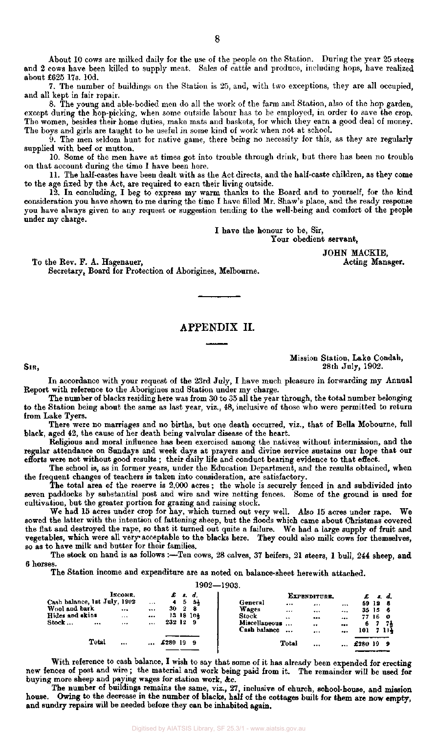About 10 cows are milked daily for the use of the people on the Station. During the year 25 steers and 2 cows have been killed to supply meat. Sales of cattle and produce, including hops, have realized about £625 17s. 10d.

7. The number of buildings on the Station is 25, and, with two exceptions, they are all occupied, and all kept in fair repair.

8. The young and able-bodied men do all the work of the farm and Station, also of the hop garden, except during the hop-picking, when some outside labour has to be employed, in order to save the crop. The women, besides their home duties, make mats and baskets, for which they earn a good deal of money. The boys and girls are taught to be useful in some kind of work when not at school.

9. The men seldom hunt for native game, there being no necessity for this, as they are regularly supplied with beef or mutton.

10. Some of the men have at times got into trouble through drink, but there has been no trouble on that account during the time I have been here.

11. The half-castes have been dealt with as the Act directs, and the half-caste children, as they come to the age fixed by the Act, are required to earn their living outside.

12. In concluding, I beg to express my warm thanks to the Board and to yourself, for the kind consideration you have shown to me during the time I have filled Mr. Shaw's place, and the ready response you have always given to any request or suggestion tending to the well-being and comfort of the people under my charge.

I have the honour to be, Sir,
Your obedient servant,

JOHN MACKIE,
Acting Manager.

To the Rev. F. A. Hagenauer,
Secretary, Board for Protection of Aborigines, Melbourne.

---

## APPENDIX II.

Mission Station, Lake Condah,
28th July, 1902.

SIR,

In accordance with your request of the 23rd July, I have much pleasure in forwarding my Annual Report with reference to the Aborigines and Station under my charge.

The number of blacks residing here was from 30 to 35 all the year through, the total number belonging to the Station being about the same as last year, viz., 48, inclusive of those who were permitted to return from Lake Tyers.

There were no marriages and no births, but one death occurred, viz., that of Bella Mobourne, full black, aged 42, the cause of her death being valvular disease of the heart.

Religious and moral influence has been exercised among the natives without intermission, and the regular attendance on Sundays and week days at prayers and divine service sustains our hope that our efforts were not without good results; their daily life and conduct bearing evidence to that effect.

The school is, as in former years, under the Education Department, and the results obtained, when the frequent changes of teachers is taken into consideration, are satisfactory.

The total area of the reserve is 2,000 acres; the whole is securely fenced in and subdivided into seven paddocks by substantial post and wire and wire netting fences. Some of the ground is used for cultivation, but the greater portion for grazing and raising stock.

We had 15 acres under crop for hay, which turned out very well. Also 15 acres under rape. We sowed the latter with the intention of fattening sheep, but the floods which came about Christmas covered the flat and destroyed the rape, so that it turned out quite a failure. We had a large supply of fruit and vegetables, which were all very acceptable to the blacks here. They could also milk cows for themselves, so as to have milk and butter for their families.

The stock on hand is as follows:—Ten cows, 28 calves, 37 heifers, 21 steers, 1 bull, 244 sheep, and 6 horses.

The Station income and expenditure are as noted on balance-sheet herewith attached.

1902—1903.

| Income. | £ | s. | d. | Expenditure. | £ | s. | d. |
|---|---|---|---|---|---|---|---|
| Cash balance, 1st July, 1902 ... | 4 | 5 | 5½ | General ... ... ... | 59 | 12 | 8 |
| Wool and bark ... ... | 30 | 2 | 8 | Wages ... ... ... | 35 | 15 | 6 |
| Hides and skins ... ... | 13 | 18 | 10½ | Stock .. ... ... | 77 | 16 | 0 |
| Stock ... ... ... ... | 232 | 12 | 9 | Miscellaneous ... .. ... | 6 | 7 | 7½ |
| | | | | Cash balance ... ... ... | 101 | 7 | 11½ |
| Total ... ... | £280 | 19 | 9 | Total ... ... | £280 | 19 | 9 |

With reference to cash balance, I wish to say that some of it has already been expended for erecting new fences of post and wire; the material and work being paid from it. The remainder will be used for buying more sheep and paying wages for station work, &c.

The number of buildings remains the same, viz., 27, inclusive of church, school-house, and mission house. Owing to the decrease in the number of blacks, half of the cottages built for them are now empty, and sundry repairs will be needed before they can be inhabited again.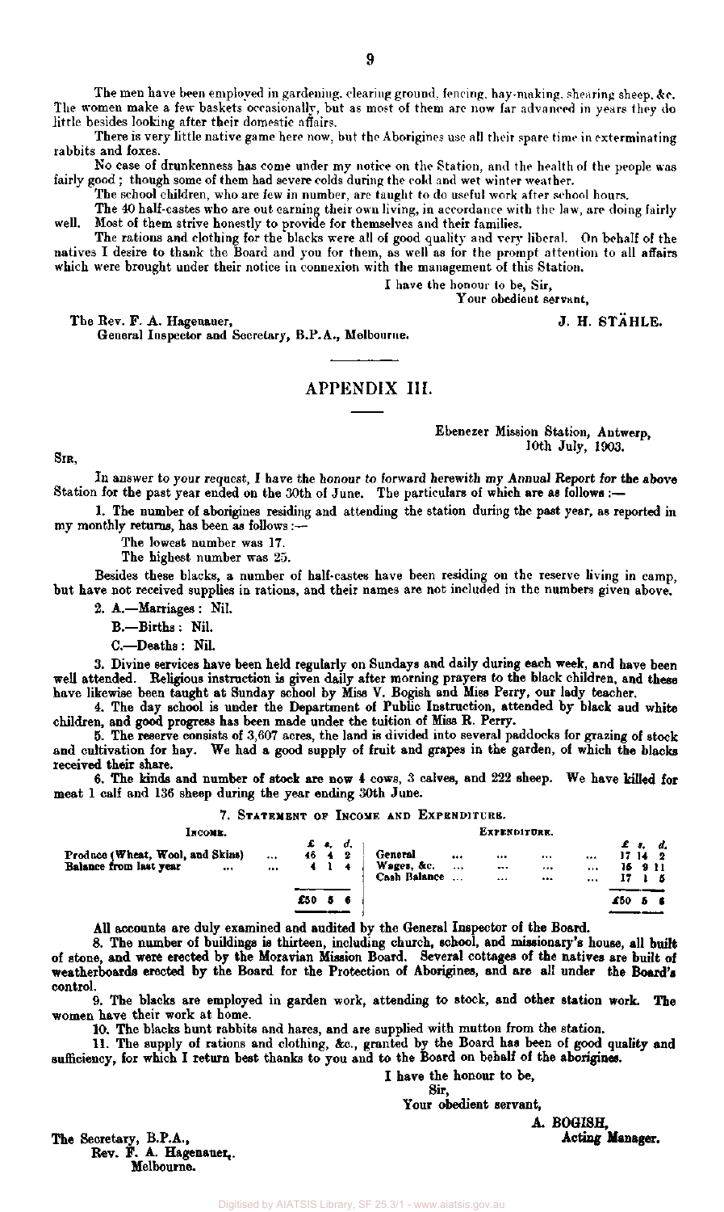The men have been employed in gardening, clearing ground, fencing, hay-making, shearing sheep, &c. The women make a few baskets occasionally, but as most of them are now far advanced in years they do little besides looking after their domestic affairs.

There is very little native game here now, but the Aborigines use all their spare time in exterminating rabbits and foxes.

No case of drunkenness has come under my notice on the Station, and the health of the people was fairly good; though some of them had severe colds during the cold and wet winter weather.

The school children, who are few in number, are taught to do useful work after school hours.

The 40 half-castes who are out earning their own living, in accordance with the law, are doing fairly well. Most of them strive honestly to provide for themselves and their families.

The rations and clothing for the blacks were all of good quality and very liberal. On behalf of the natives I desire to thank the Board and you for them, as well as for the prompt attention to all affairs which were brought under their notice in connexion with the management of this Station.

I have the honour to be, Sir,
Your obedient servant,

J. H. STÄHLE.

The Rev. F. A. Hagenauer,
General Inspector and Secretary, B.P.A., Melbourne.

## APPENDIX III.

Ebenezer Mission Station, Antwerp,
10th July, 1903.

SIR,

In answer to your request, I have the honour to forward herewith my Annual Report for the above Station for the past year ended on the 30th of June. The particulars of which are as follows:—

1. The number of aborigines residing and attending the station during the past year, as reported in my monthly returns, has been as follows:—

The lowest number was 17.
The highest number was 25.

Besides these blacks, a number of half-castes have been residing on the reserve living in camp, but have not received supplies in rations, and their names are not included in the numbers given above.

2. A.—Marriages: Nil.
B.—Births: Nil.
C.—Deaths: Nil.

3. Divine services have been held regularly on Sundays and daily during each week, and have been well attended. Religious instruction is given daily after morning prayers to the black children, and these have likewise been taught at Sunday school by Miss V. Bogish and Miss Perry, our lady teacher.

4. The day school is under the Department of Public Instruction, attended by black and white children, and good progress has been made under the tuition of Miss R. Perry.

5. The reserve consists of 3,607 acres, the land is divided into several paddocks for grazing of stock and cultivation for hay. We had a good supply of fruit and grapes in the garden, of which the blacks received their share.

6. The kinds and number of stock are now 4 cows, 3 calves, and 222 sheep. We have killed for meat 1 calf and 136 sheep during the year ending 30th June.

7. STATEMENT OF INCOME AND EXPENDITURE.

| INCOME. | £ | s. | d. | EXPENDITURE. | £ | s. | d. |
|---|---|---|---|---|---|---|---|
| Produce (Wheat, Wool, and Skins) ... | 46 | 4 | 2 | General ... | 17 | 14 | 2 |
| Balance from last year ... | 4 | 1 | 4 | Wages, &c. ... | 15 | 9 | 11 |
| | | | | Cash Balance ... | 17 | 1 | 5 |
| | £50 | 5 | 6 | | £50 | 5 | 6 |

All accounts are duly examined and audited by the General Inspector of the Board.

8. The number of buildings is thirteen, including church, school, and missionary's house, all built of stone, and were erected by the Moravian Mission Board. Several cottages of the natives are built of weatherboards erected by the Board for the Protection of Aborigines, and are all under the Board's control.

9. The blacks are employed in garden work, attending to stock, and other station work. The women have their work at home.

10. The blacks hunt rabbits and hares, and are supplied with mutton from the station.

11. The supply of rations and clothing, &c., granted by the Board has been of good quality and sufficiency, for which I return best thanks to you and to the Board on behalf of the aborigines.

I have the honour to be,
Sir,
Your obedient servant,

A. BOGISH,
Acting Manager.

The Secretary, B.P.A.,
Rev. F. A. Hagenauer,
Melbourne.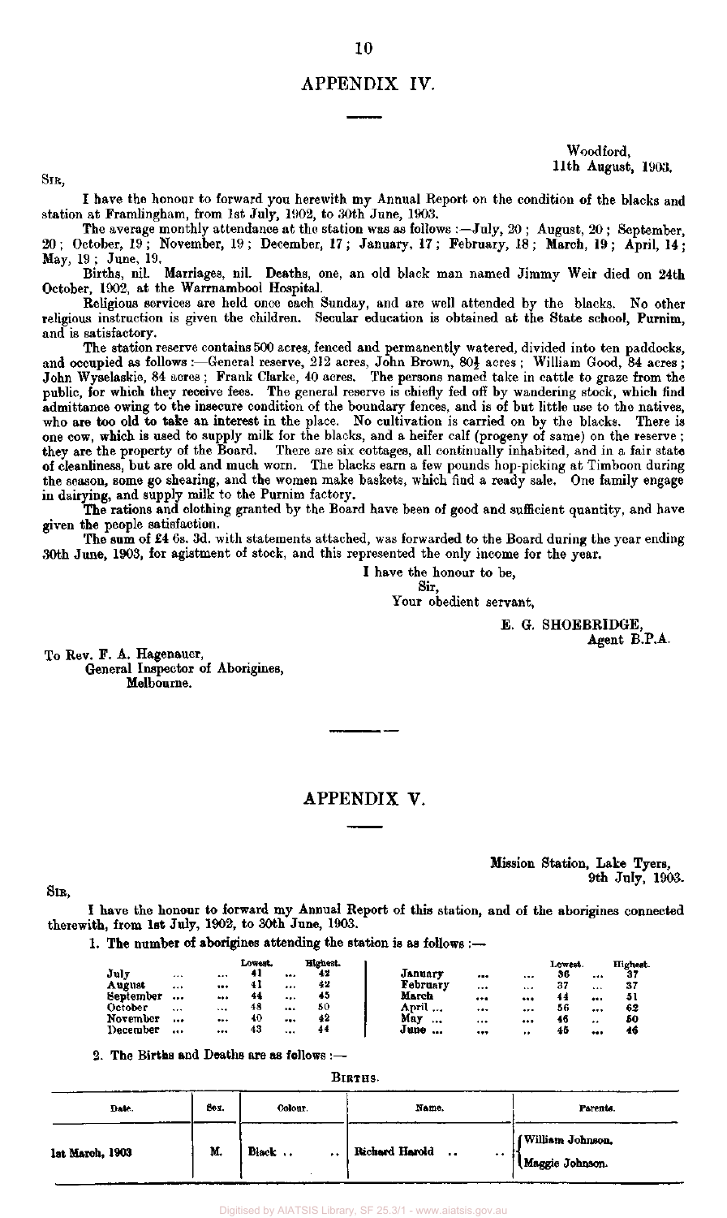## APPENDIX IV.

Woodford,
11th August, 1903.

SIR,

I have the honour to forward you herewith my Annual Report on the condition of the blacks and station at Framlingham, from 1st July, 1902, to 30th June, 1903.

The average monthly attendance at the station was as follows :—July, 20 ; August, 20 ; September, 20 ; October, 19 ; November, 19 ; December, 17 ; January, 17 ; February, 18 ; March, 19 ; April, 14 ; May, 19 ; June, 19.

Births, nil. Marriages, nil. Deaths, one, an old black man named Jimmy Weir died on 24th October, 1902, at the Warrnambool Hospital.

Religious services are held once each Sunday, and are well attended by the blacks. No other religious instruction is given the children. Secular education is obtained at the State school, Purnim, and is satisfactory.

The station reserve contains 500 acres, fenced and permanently watered, divided into ten paddocks, and occupied as follows :—General reserve, 212 acres, John Brown, 80½ acres ; William Good, 84 acres ; John Wyselaskie, 84 acres ; Frank Clarke, 40 acres. The persons named take in cattle to graze from the public, for which they receive fees. The general reserve is chiefly fed off by wandering stock, which find admittance owing to the insecure condition of the boundary fences, and is of but little use to the natives, who are too old to take an interest in the place. No cultivation is carried on by the blacks. There is one cow, which is used to supply milk for the blacks, and a heifer calf (progeny of same) on the reserve ; they are the property of the Board. There are six cottages, all continually inhabited, and in a fair state of cleanliness, but are old and much worn. The blacks earn a few pounds hop-picking at Timboon during the season, some go shearing, and the women make baskets, which find a ready sale. One family engage in dairying, and supply milk to the Purnim factory.

The rations and clothing granted by the Board have been of good and sufficient quantity, and have given the people satisfaction.

The sum of £4 6s. 3d. with statements attached, was forwarded to the Board during the year ending 30th June, 1903, for agistment of stock, and this represented the only income for the year.

I have the honour to be,
Sir,
Your obedient servant,

E. G. SHOEBRIDGE,
Agent B.P.A.

To Rev. F. A. Hagenauer,
General Inspector of Aborigines,
Melbourne.

## APPENDIX V.

Mission Station, Lake Tyers,
9th July, 1903.

SIR,

I have the honour to forward my Annual Report of this station, and of the aborigines connected therewith, from 1st July, 1902, to 30th June, 1903.

1. The number of aborigines attending the station is as follows :—

| | Lowest. | Highest. | | Lowest. | Highest. |
|---|---|---|---|---|---|
| July | 41 | 42 | January | 36 | 37 |
| August | 41 | 42 | February | 37 | 37 |
| September | 44 | 45 | March | 44 | 51 |
| October | 48 | 50 | April | 56 | 62 |
| November | 40 | 42 | May | 46 | 50 |
| December | 43 | 44 | June | 45 | 46 |

2. The Births and Deaths are as follows :—

BIRTHS.

| Date. | Sex. | Colour. | Name. | Parents. |
|---|---|---|---|---|
| 1st March, 1903 | M. | Black | Richard Harold | William Johnson. Maggie Johnson. |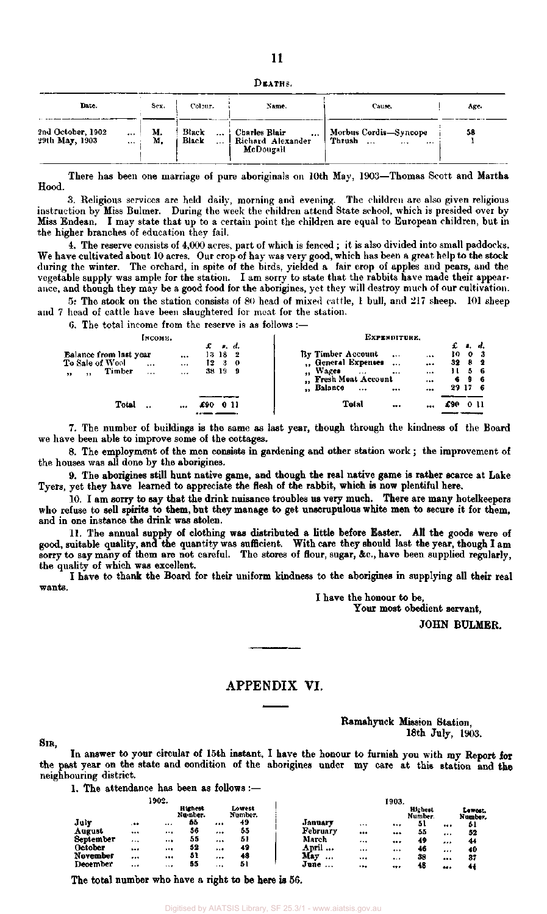## DEATHS.

| Date. | Sex. | Colour. | Name. | Cause. | Age. |
|---|---|---|---|---|---|
| 2nd October, 1902 ... | M. | Black ... | Charles Blair ... | Morbus Cordis—Syncope | 58 |
| 29th May, 1903 ... | M. | Black ... | Richard Alexander McDougall | Thrush ... ... ... | 1 |

There has been one marriage of pure aboriginals on 10th May, 1903—Thomas Scott and Martha Hood.

3. Religious services are held daily, morning and evening. The children are also given religious instruction by Miss Bulmer. During the week the children attend State school, which is presided over by Miss Endean. I may state that up to a certain point the children are equal to European children, but in the higher branches of education they fail.

4. The reserve consists of 4,000 acres, part of which is fenced; it is also divided into small paddocks. We have cultivated about 10 acres. Our crop of hay was very good, which has been a great help to the stock during the winter. The orchard, in spite of the birds, yielded a fair crop of apples and pears, and the vegetable supply was ample for the station. I am sorry to state that the rabbits have made their appearance, and though they may be a good food for the aborigines, yet they will destroy much of our cultivation.

5. The stock on the station consists of 80 head of mixed cattle, 1 bull, and 217 sheep. 101 sheep and 7 head of cattle have been slaughtered for meat for the station.

6. The total income from the reserve is as follows:—

| INCOME. | £ s. d. | EXPENDITURE. | £ s. d. |
|---|---|---|---|
| Balance from last year ... | 13 18 2 | By Timber Account ... ... | 10 0 3 |
| To Sale of Wool ... ... | 12 3 0 | ,, General Expenses ... ... | 32 8 2 |
| ,, ,, Timber ... ... | 38 19 9 | ,, Wages ... ... ... | 11 5 6 |
| | | ,, Fresh Meat Account ... | 6 9 6 |
| | | ,, Balance ... ... ... | 29 17 6 |
| Total ... ... | £90 0 11 | Total ... ... | £90 0 11 |

7. The number of buildings is the same as last year, though through the kindness of the Board we have been able to improve some of the cottages.

8. The employment of the men consists in gardening and other station work; the improvement of the houses was all done by the aborigines.

9. The aborigines still hunt native game, and though the real native game is rather scarce at Lake Tyers, yet they have learned to appreciate the flesh of the rabbit, which is now plentiful here.

10. I am sorry to say that the drink nuisance troubles us very much. There are many hotelkeepers who refuse to sell spirits to them, but they manage to get unscrupulous white men to secure it for them, and in one instance the drink was stolen.

11. The annual supply of clothing was distributed a little before Easter. All the goods were of good, suitable quality, and the quantity was sufficient. With care they should last the year, though I am sorry to say many of them are not careful. The stores of flour, sugar, &c., have been supplied regularly, the quality of which was excellent.

I have to thank the Board for their uniform kindness to the aborigines in supplying all their real wants.

I have the honour to be,
Your most obedient servant,

JOHN BULMER.

# APPENDIX VI.

Ramahyuck Mission Station,
18th July, 1903.

SIR,

In answer to your circular of 15th instant, I have the honour to furnish you with my Report for the past year on the state and condition of the aborigines under my care at this station and the neighbouring district.

1. The attendance has been as follows:—

| 1902. | Highest Number. | Lowest Number. | 1903. | Highest Number. | Lowest Number. |
|---|---|---|---|---|---|
| July ... ... | 55 | 49 | January ... ... | 51 | 51 |
| August ... ... | 56 | 55 | February ... ... | 55 | 52 |
| September ... ... | 55 | 51 | March ... ... | 49 | 44 |
| October ... ... | 52 | 49 | April ... ... | 46 | 40 |
| November ... ... | 51 | 48 | May ... ... | 38 | 37 |
| December ... ... | 55 | 51 | June ... ... | 48 | 44 |

The total number who have a right to be here is 56.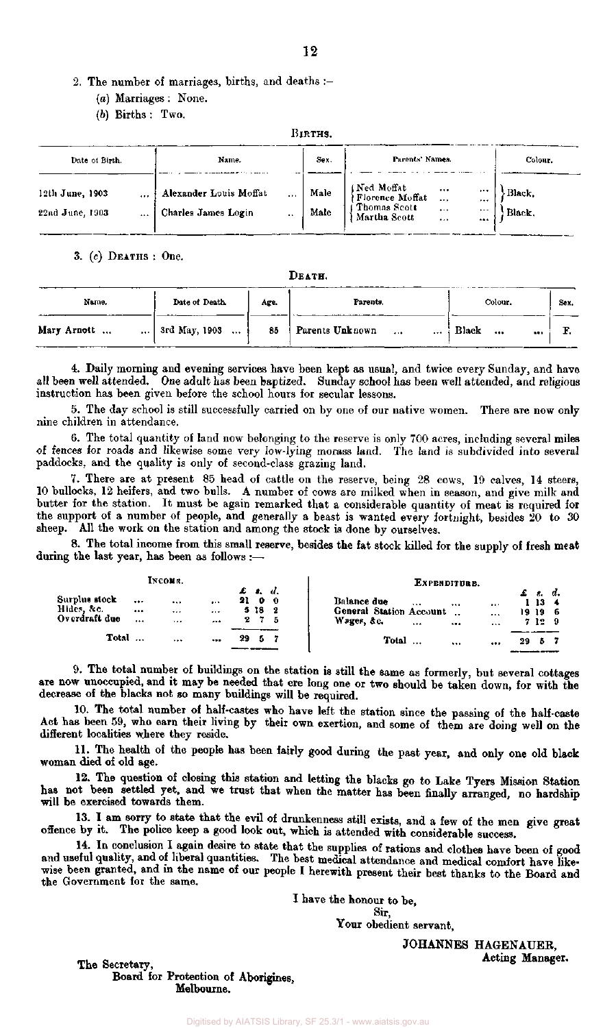2. The number of marriages, births, and deaths :–

(*a*) Marriages : None.

(*b*) Births : Two.

BIRTHS.

| Date of Birth. | Name. | Sex. | Parents' Names. | Colour. |
|---|---|---|---|---|
| 12th June, 1903 ... | Alexander Louis Moffat ... | Male | Ned Moffat ... ... / Florence Moffat ... ... | Black. |
| 22nd June, 1903 ... | Charles James Login .. | Male | Thomas Scott ... ... / Martha Scott ... ... | Black. |

3. (*c*) DEATHS : One.

DEATH.

| Name. | Date of Death. | Age. | Parents. | Colour. | Sex. |
|---|---|---|---|---|---|
| Mary Arnott ... ... | 3rd May, 1903 ... | 85 | Parents Unknown ... ... | Black ... ... | F. |

4. Daily morning and evening services have been kept as usual, and twice every Sunday, and have all been well attended. One adult has been baptized. Sunday school has been well attended, and religious instruction has been given before the school hours for secular lessons.

5. The day school is still successfully carried on by one of our native women. There are now only nine children in attendance.

6. The total quantity of land now belonging to the reserve is only 700 acres, including several miles of fences for roads and likewise some very low-lying morass land. The land is subdivided into several paddocks, and the quality is only of second-class grazing land.

7. There are at present 85 head of cattle on the reserve, being 28 cows, 19 calves, 14 steers, 10 bullocks, 12 heifers, and two bulls. A number of cows are milked when in season, and give milk and butter for the station. It must be again remarked that a considerable quantity of meat is required for the support of a number of people, and generally a beast is wanted every fortnight, besides 20 to 30 sheep. All the work on the station and among the stock is done by ourselves.

8. The total income from this small reserve, besides the fat stock killed for the supply of fresh meat during the last year, has been as follows :—

| INCOME. | £ s. d. | EXPENDITURE. | £ s. d. |
|---|---|---|---|
| Surplus stock ... ... ... | 21 0 0 | Balance due ... ... ... | 1 13 4 |
| Hides, &c. ... ... ... | 5 18 2 | General Station Account .. ... | 19 19 6 |
| Overdraft due ... ... ... | 2 7 5 | Wages, &c. ... ... ... | 7 12 9 |
| Total ... ... ... | 29 5 7 | Total ... ... ... | 29 5 7 |

9. The total number of buildings on the station is still the same as formerly, but several cottages are now unoccupied, and it may be needed that ere long one or two should be taken down, for with the decrease of the blacks not so many buildings will be required.

10. The total number of half-castes who have left the station since the passing of the half-caste Act has been 59, who earn their living by their own exertion, and some of them are doing well on the different localities where they reside.

11. The health of the people has been fairly good during the past year, and only one old black woman died of old age.

12. The question of closing this station and letting the blacks go to Lake Tyers Mission Station has not been settled yet, and we trust that when the matter has been finally arranged, no hardship will be exercised towards them.

13. I am sorry to state that the evil of drunkenness still exists, and a few of the men give great offence by it. The police keep a good look out, which is attended with considerable success.

14. In conclusion I again desire to state that the supplies of rations and clothes have been of good and useful quality, and of liberal quantities. The best medical attendance and medical comfort have likewise been granted, and in the name of our people I herewith present their best thanks to the Board and the Government for the same.

I have the honour to be,
Sir,
Your obedient servant,

JOHANNES HAGENAUER,
Acting Manager.

The Secretary,
Board for Protection of Aborigines,
Melbourne.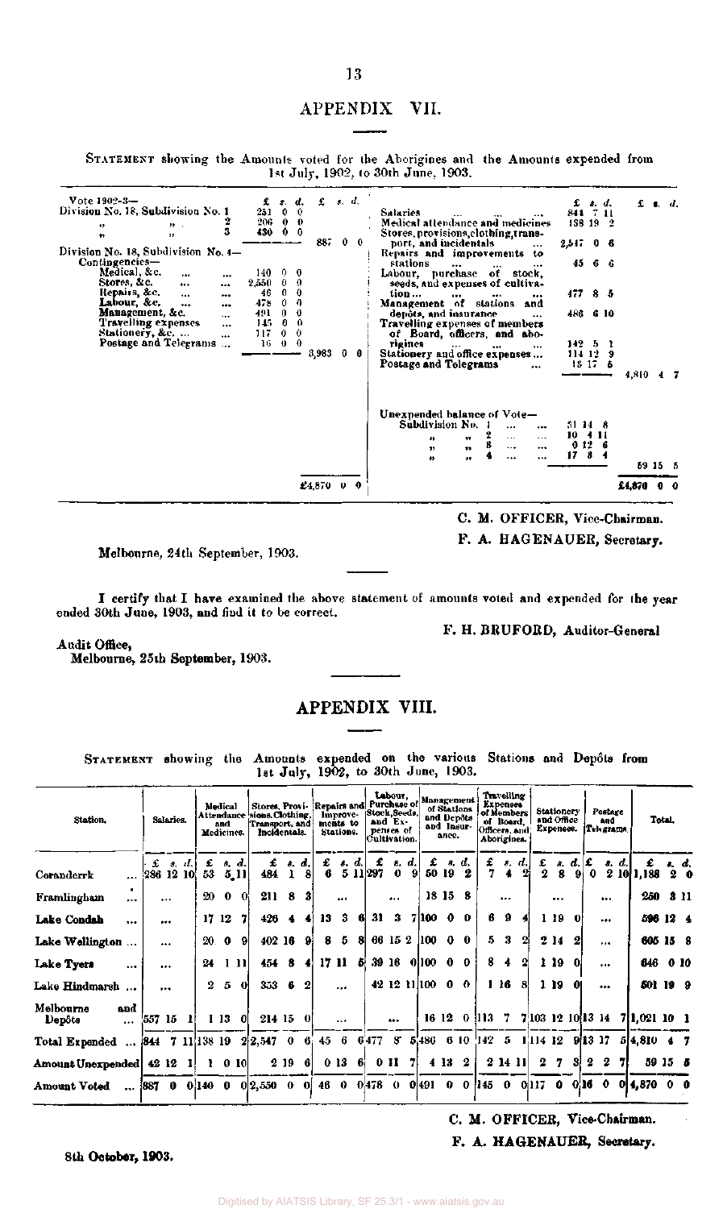## APPENDIX VII.

STATEMENT showing the Amounts voted for the Aborigines and the Amounts expended from 1st July, 1902, to 30th June, 1903.

| | £ s. d. | £ s. d. | | £ s. d. | £ s. d. |
|---|---|---|---|---|---|
| Vote 1902-3— | | | Salaries ... ... ... | 844 7 11 | |
| Division No. 18, Subdivision No. 1 | 251 0 0 | | Medical attendance and medicines | 138 19 2 | |
| " " 2 | 206 0 0 | | Stores, provisions, clothing, transport, and incidentals ... | 2,547 0 6 | |
| " " 3 | 430 0 0 | 887 0 0 | Repairs and improvements to stations ... ... ... | 45 6 6 | |
| Division No. 18, Subdivision No. 4—Contingencies— | | | Labour, purchase of stock, seeds, and expenses of cultivation ... ... ... | 477 8 5 | |
| Medical, &c. ... ... | 140 0 0 | | Management of stations and depôts, and insurance ... | 486 6 10 | |
| Stores, &c. ... ... | 2,550 0 0 | | Travelling expenses of members of Board, officers, and aborigines ... ... ... | 142 5 1 | |
| Repairs, &c. ... ... | 46 0 0 | | Stationery and office expenses ... | 114 12 9 | |
| Labour, &c. ... ... | 478 0 0 | | Postage and Telegrams ... | 13 17 5 | 4,810 4 7 |
| Management, &c. ... | 491 0 0 | | | | |
| Travelling expenses ... | 145 0 0 | | Unexpended balance of Vote— | | |
| Stationery, &c. ... ... | 117 0 0 | | Subdivision No. 1 ... ... | 51 14 8 | |
| Postage and Telegrams ... | 16 0 0 | 3,983 0 0 | " " 2 ... ... | 10 4 11 | |
| | | | " " 3 ... ... | 0 12 6 | |
| | | | " " 4 ... ... | 17 3 4 | 59 15 5 |
| | | £4,870 0 0 | | | £4,870 0 0 |

C. M. OFFICER, Vice-Chairman.

F. A. HAGENAUER, Secretary.

Melbourne, 24th September, 1903.

I certify that I have examined the above statement of amounts voted and expended for the year ended 30th June, 1903, and find it to be correct.

F. H. BRUFORD, Auditor-General

Audit Office,
Melbourne, 25th September, 1903.

## APPENDIX VIII.

STATEMENT showing the Amounts expended on the various Stations and Depôts from 1st July, 1902, to 30th June, 1903.

| Station. | Salaries. | Medical Attendance and Medicines. | Stores, Provisions, Clothing, Transport, and Incidentals. | Repairs and Improvements to Stations. | Labour, Purchase of Stock, Seeds, and Expenses of Cultivation. | Management of Stations and Depôts and Insurance. | Travelling Expenses of Members of Board, Officers, and Aborigines. | Stationery and Office Expenses. | Postage and Telegrams. | Total. |
|---|---|---|---|---|---|---|---|---|---|---|
| | £ s. d. | £ s. d. | £ s. d. | £ s. d. | £ s. d. | £ s. d. | £ s. d. | £ s. d. | £ s. d. | £ s. d. |
| Coranderrk ... | 286 12 10 | 53 5 11 | 484 1 8 | 6 5 11 | 297 0 9 | 50 19 2 | 7 4 2 | 2 8 9 | 0 2 10 | 1,188 2 0 |
| Framlingham ... | ... | 20 0 0 | 211 8 3 | ... | ... | 18 15 8 | ... | ... | ... | 250 3 11 |
| Lake Condah ... | ... | 17 12 7 | 426 4 4 | 13 3 6 | 31 3 7 | 100 0 0 | 6 9 4 | 1 19 0 | ... | 596 12 4 |
| Lake Wellington ... | ... | 20 0 9 | 402 16 9 | 8 5 8 | 66 15 2 | 100 0 0 | 5 3 2 | 2 14 2 | ... | 605 15 8 |
| Lake Tyers ... | ... | 24 1 11 | 454 8 4 | 17 11 5 | 39 16 0 | 100 0 0 | 8 4 2 | 1 19 0 | ... | 646 0 10 |
| Lake Hindmarsh ... | ... | 2 5 0 | 353 6 2 | ... | 42 12 11 | 100 0 0 | 1 16 8 | 1 19 0 | ... | 501 19 9 |
| Melbourne and Depôts ... | 557 15 1 | 1 13 0 | 214 15 0 | ... | ... | 16 12 0 | 113 7 7 | 103 12 10 | 13 14 7 | 1,021 10 1 |
| Total Expended ... | 844 7 11 | 138 19 2 | 2,547 0 6 | 45 6 6 | 477 8 5 | 486 6 10 | 142 5 1 | 114 12 9 | 13 17 5 | 4,810 4 7 |
| Amount Unexpended | 42 12 1 | 1 0 10 | 2 19 6 | 0 13 6 | 0 11 7 | 4 13 2 | 2 14 11 | 2 7 3 | 2 2 7 | 59 15 5 |
| Amount Voted ... | 887 0 0 | 140 0 0 | 2,550 0 0 | 46 0 0 | 478 0 0 | 491 0 0 | 145 0 0 | 117 0 0 | 16 0 0 | 4,870 0 0 |

C. M. OFFICER, Vice-Chairman.

F. A. HAGENAUER, Secretary.

8th October, 1903.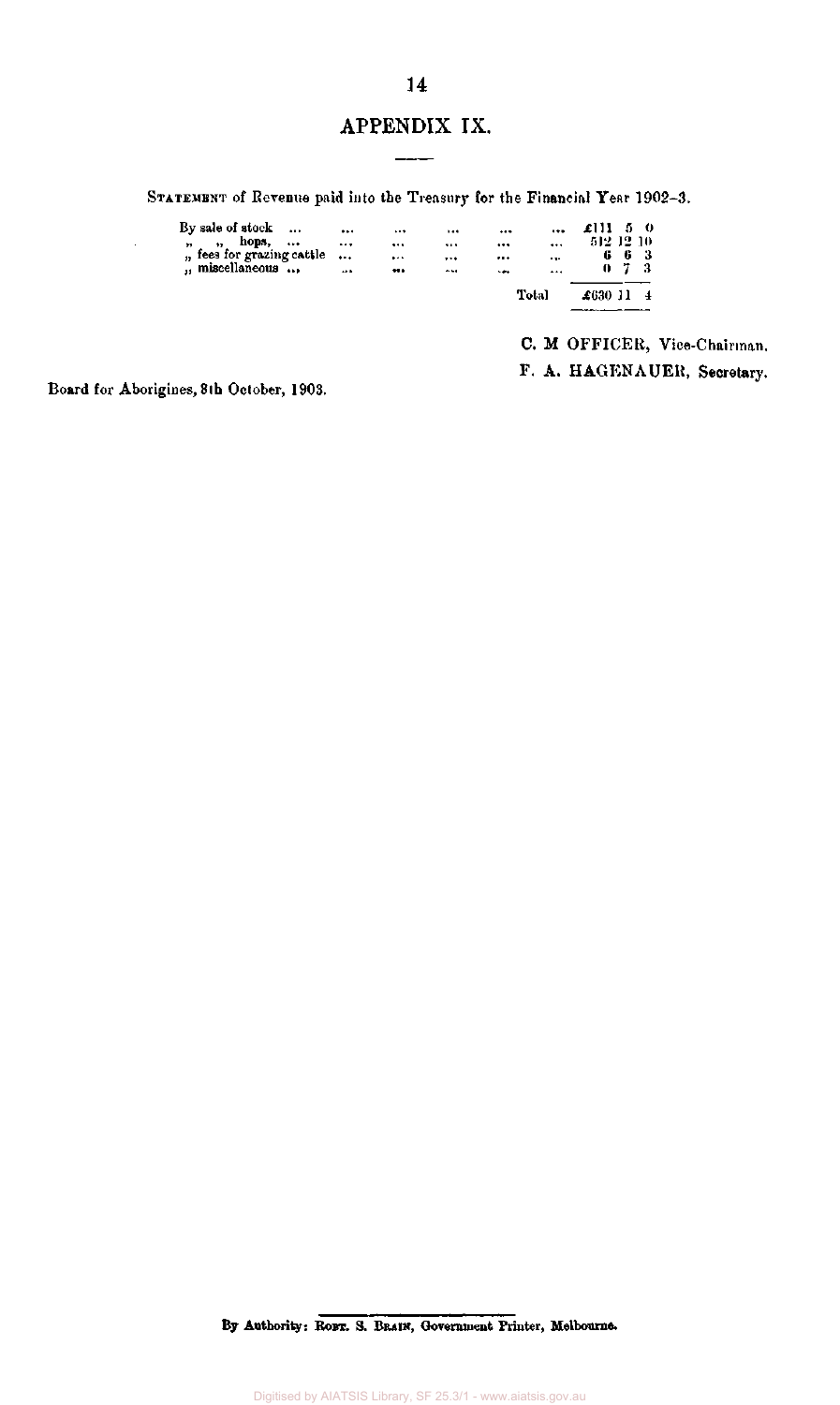# APPENDIX IX.

STATEMENT of Revenue paid into the Treasury for the Financial Year 1902-3.

| | |
|---|---|
| By sale of stock ... ... ... ... ... ... | £111 5 0 |
| " " hops, ... ... ... ... ... ... | 512 12 10 |
| " fees for grazing cattle ... ... ... ... ... | 6 6 3 |
| " miscellaneous ... ... ... ... ... ... | 0 7 3 |
| Total | £630 11 4 |

C. M OFFICER, Vice-Chairman.

F. A. HAGENAUER, Secretary.

Board for Aborigines, 8th October, 1903.

By Authority: ROBT. S. BRAIN, Government Printer, Melbourne.